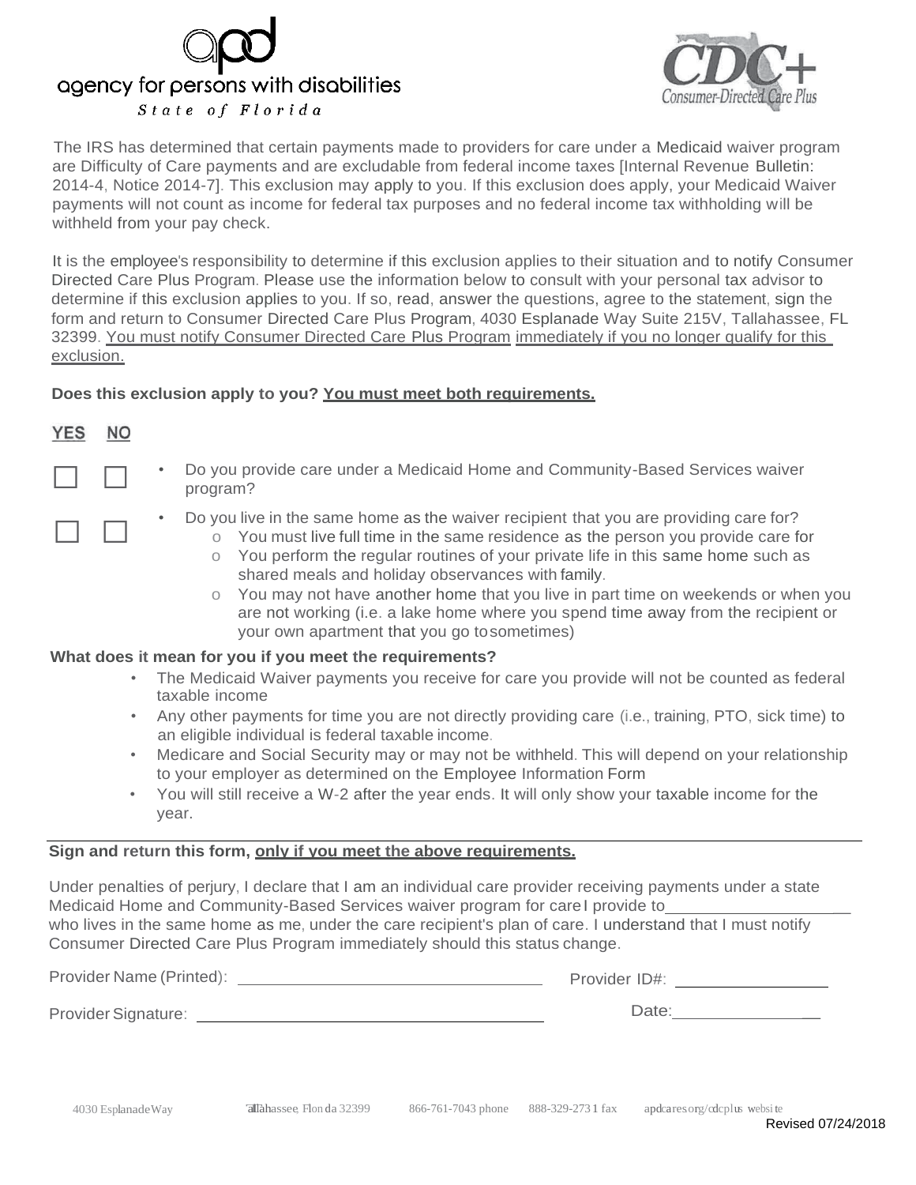agency for persons with disabilities
*State of Florida*

CDC+ Consumer-Directed Care Plus

The IRS has determined that certain payments made to providers for care under a Medicaid waiver program are Difficulty of Care payments and are excludable from federal income taxes [Internal Revenue Bulletin: 2014-4, Notice 2014-7]. This exclusion may apply to you. If this exclusion does apply, your Medicaid Waiver payments will not count as income for federal tax purposes and no federal income tax withholding will be withheld from your pay check.

It is the employee's responsibility to determine if this exclusion applies to their situation and to notify Consumer Directed Care Plus Program. Please use the information below to consult with your personal tax advisor to determine if this exclusion applies to you. If so, read, answer the questions, agree to the statement, sign the form and return to Consumer Directed Care Plus Program, 4030 Esplanade Way Suite 215V, Tallahassee, FL 32399. <u>You must notify Consumer Directed Care Plus Program immediately if you no longer qualify for this exclusion.</u>

**Does this exclusion apply to you? <u>You must meet both requirements.</u>**

| YES | NO | |
|---|---|---|
| ☐ | ☐ | • Do you provide care under a Medicaid Home and Community-Based Services waiver program? |
| ☐ | ☐ | • Do you live in the same home as the waiver recipient that you are providing care for? |

- You must live full time in the same residence as the person you provide care for
- You perform the regular routines of your private life in this same home such as shared meals and holiday observances with family.
- You may not have another home that you live in part time on weekends or when you are not working (i.e. a lake home where you spend time away from the recipient or your own apartment that you go to sometimes)

**What does it mean for you if you meet the requirements?**

- The Medicaid Waiver payments you receive for care you provide will not be counted as federal taxable income
- Any other payments for time you are not directly providing care (i.e., training, PTO, sick time) to an eligible individual is federal taxable income.
- Medicare and Social Security may or may not be withheld. This will depend on your relationship to your employer as determined on the Employee Information Form
- You will still receive a W-2 after the year ends. It will only show your taxable income for the year.

**Sign and return this form, <u>only if you meet the above requirements.</u>**

Under penalties of perjury, I declare that I am an individual care provider receiving payments under a state Medicaid Home and Community-Based Services waiver program for care I provide to____________________ who lives in the same home as me, under the care recipient's plan of care. I understand that I must notify Consumer Directed Care Plus Program immediately should this status change.

Provider Name (Printed): ______________________________ Provider ID#: ________________

Provider Signature: ______________________________ Date: ________________

4030 Esplanade Way Tallahassee, Florida 32399 866-761-7043 phone 888-329-2731 fax apdcares.org/cdcplus website

Revised 07/24/2018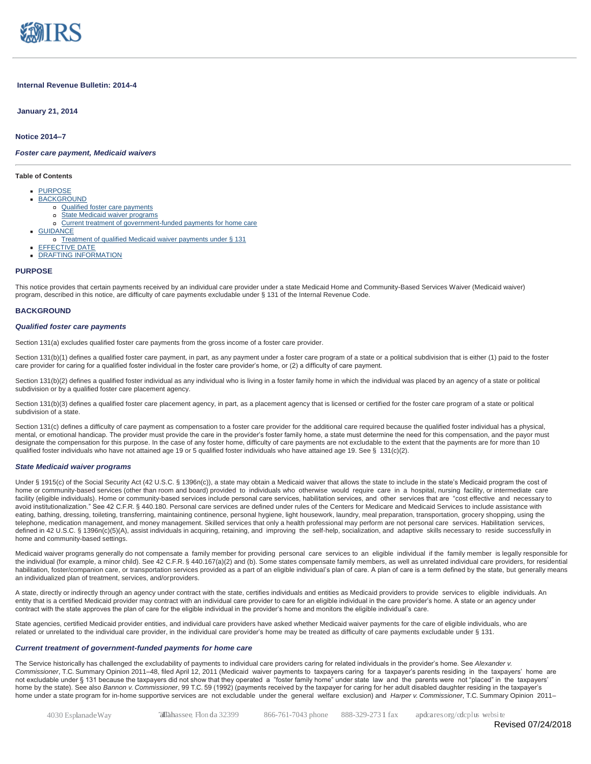Internal Revenue Bulletin: 2014-4

January 21, 2014

## Notice 2014–7

### *Foster care payment, Medicaid waivers*

**Table of Contents**

- PURPOSE
- BACKGROUND
  - Qualified foster care payments
  - State Medicaid waiver programs
  - Current treatment of government-funded payments for home care
- GUIDANCE
  - Treatment of qualified Medicaid waiver payments under § 131
- EFFECTIVE DATE
- DRAFTING INFORMATION

## PURPOSE

This notice provides that certain payments received by an individual care provider under a state Medicaid Home and Community-Based Services Waiver (Medicaid waiver) program, described in this notice, are difficulty of care payments excludable under § 131 of the Internal Revenue Code.

## BACKGROUND

### *Qualified foster care payments*

Section 131(a) excludes qualified foster care payments from the gross income of a foster care provider.

Section 131(b)(1) defines a qualified foster care payment, in part, as any payment under a foster care program of a state or a political subdivision that is either (1) paid to the foster care provider for caring for a qualified foster individual in the foster care provider's home, or (2) a difficulty of care payment.

Section 131(b)(2) defines a qualified foster individual as any individual who is living in a foster family home in which the individual was placed by an agency of a state or political subdivision or by a qualified foster care placement agency.

Section 131(b)(3) defines a qualified foster care placement agency, in part, as a placement agency that is licensed or certified for the foster care program of a state or political subdivision of a state.

Section 131(c) defines a difficulty of care payment as compensation to a foster care provider for the additional care required because the qualified foster individual has a physical, mental, or emotional handicap. The provider must provide the care in the provider's foster family home, a state must determine the need for this compensation, and the payor must designate the compensation for this purpose. In the case of any foster home, difficulty of care payments are not excludable to the extent that the payments are for more than 10 qualified foster individuals who have not attained age 19 or 5 qualified foster individuals who have attained age 19. See § 131(c)(2).

### *State Medicaid waiver programs*

Under § 1915(c) of the Social Security Act (42 U.S.C. § 1396n(c)), a state may obtain a Medicaid waiver that allows the state to include in the state's Medicaid program the cost of home or community-based services (other than room and board) provided to individuals who otherwise would require care in a hospital, nursing facility, or intermediate care facility (eligible individuals). Home or community-based services include personal care services, habilitation services, and other services that are "cost effective and necessary to avoid institutionalization." See 42 C.F.R. § 440.180. Personal care services are defined under rules of the Centers for Medicare and Medicaid Services to include assistance with eating, bathing, dressing, toileting, transferring, maintaining continence, personal hygiene, light housework, laundry, meal preparation, transportation, grocery shopping, using the telephone, medication management, and money management. Skilled services that only a health professional may perform are not personal care services. Habilitation services, defined in 42 U.S.C. § 1396n(c)(5)(A), assist individuals in acquiring, retaining, and improving the self-help, socialization, and adaptive skills necessary to reside successfully in home and community-based settings.

Medicaid waiver programs generally do not compensate a family member for providing personal care services to an eligible individual if the family member is legally responsible for the individual (for example, a minor child). See 42 C.F.R. § 440.167(a)(2) and (b). Some states compensate family members, as well as unrelated individual care providers, for residential habilitation, foster/companion care, or transportation services provided as a part of an eligible individual's plan of care. A plan of care is a term defined by the state, but generally means an individualized plan of treatment, services, and/or providers.

A state, directly or indirectly through an agency under contract with the state, certifies individuals and entities as Medicaid providers to provide services to eligible individuals. An entity that is a certified Medicaid provider may contract with an individual care provider to care for an eligible individual in the care provider's home. A state or an agency under contract with the state approves the plan of care for the eligible individual in the provider's home and monitors the eligible individual's care.

State agencies, certified Medicaid provider entities, and individual care providers have asked whether Medicaid waiver payments for the care of eligible individuals, who are related or unrelated to the individual care provider, in the individual care provider's home may be treated as difficulty of care payments excludable under § 131.

### *Current treatment of government-funded payments for home care*

The Service historically has challenged the excludability of payments to individual care providers caring for related individuals in the provider's home. See *Alexander v. Commissioner*, T.C. Summary Opinion 2011–48, filed April 12, 2011 (Medicaid waiver payments to taxpayers caring for a taxpayer's parents residing in the taxpayers' home are not excludable under § 131 because the taxpayers did not show that they operated a "foster family home" under state law and the parents were not "placed" in the taxpayers' home by the state). See also *Bannon v. Commissioner*, 99 T.C. 59 (1992) (payments received by the taxpayer for caring for her adult disabled daughter residing in the taxpayer's home under a state program for in-home supportive services are not excludable under the general welfare exclusion) and *Harper v. Commissioner*, T.C. Summary Opinion 2011–

4030 Esplanade Way Tallahassee, Florida 32399 866-761-7043 phone 888-329-2731 fax apdcares.org/cdcplus website

Revised 07/24/2018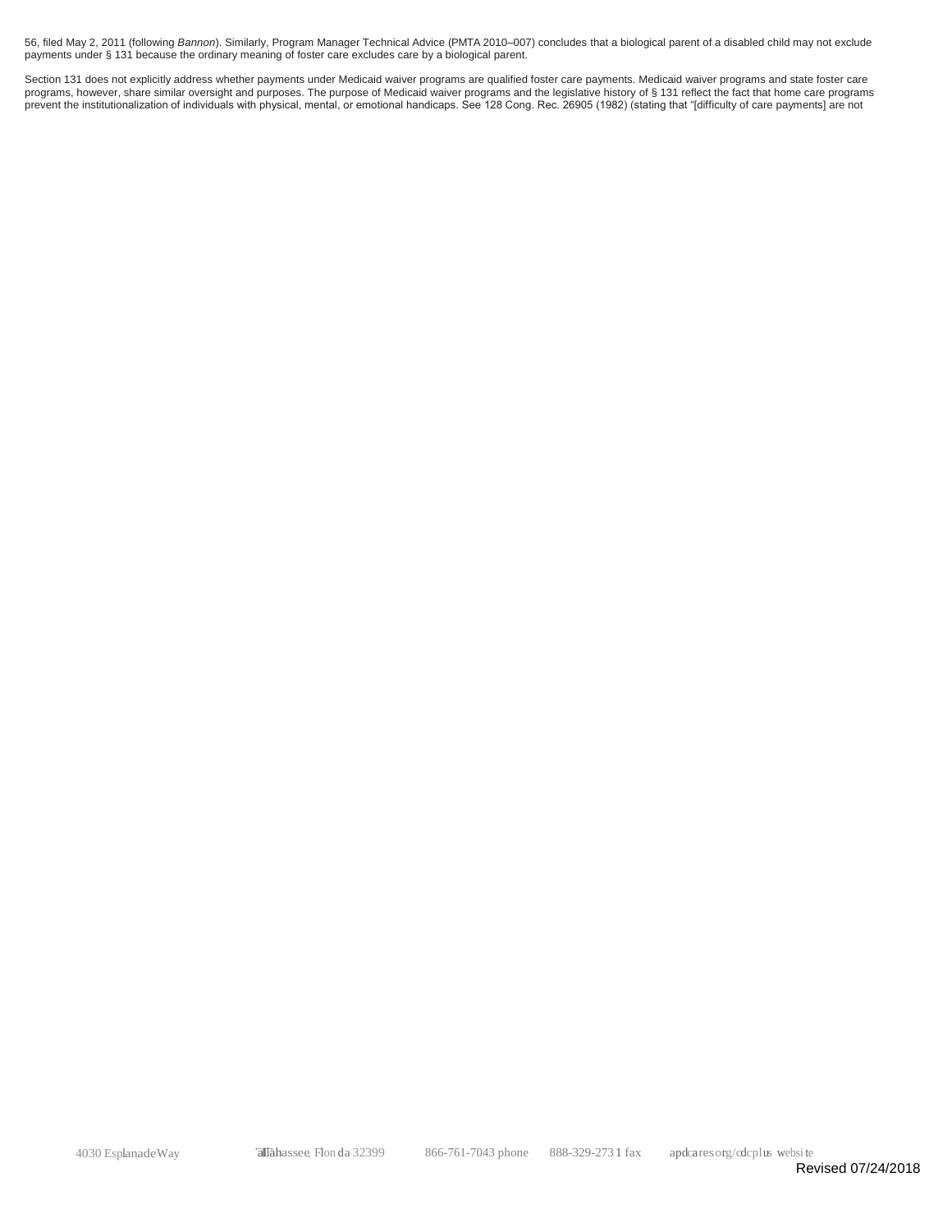56, filed May 2, 2011 (following *Bannon*). Similarly, Program Manager Technical Advice (PMTA 2010–007) concludes that a biological parent of a disabled child may not exclude payments under § 131 because the ordinary meaning of foster care excludes care by a biological parent.

Section 131 does not explicitly address whether payments under Medicaid waiver programs are qualified foster care payments. Medicaid waiver programs and state foster care programs, however, share similar oversight and purposes. The purpose of Medicaid waiver programs and the legislative history of § 131 reflect the fact that home care programs prevent the institutionalization of individuals with physical, mental, or emotional handicaps. See 128 Cong. Rec. 26905 (1982) (stating that "[difficulty of care payments] are not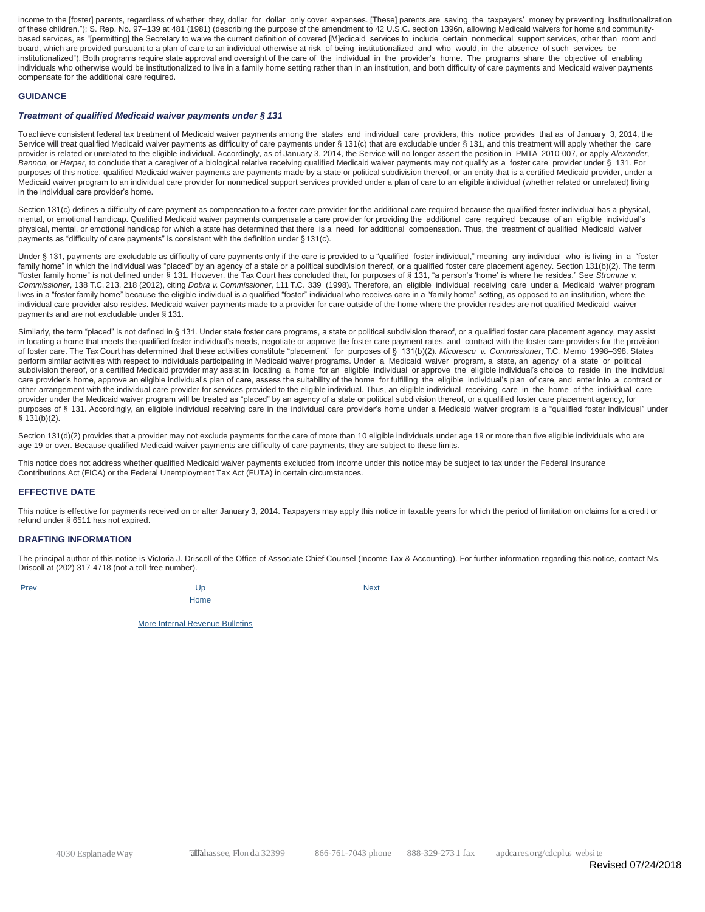income to the [foster] parents, regardless of whether they, dollar for dollar only cover expenses. [These] parents are saving the taxpayers' money by preventing institutionalization of these children."); S. Rep. No. 97–139 at 481 (1981) (describing the purpose of the amendment to 42 U.S.C. section 1396n, allowing Medicaid waivers for home and community-based services, as "[permitting] the Secretary to waive the current definition of covered [M]edicaid services to include certain nonmedical support services, other than room and board, which are provided pursuant to a plan of care to an individual otherwise at risk of being institutionalized and who would, in the absence of such services be institutionalized"). Both programs require state approval and oversight of the care of the individual in the provider's home. The programs share the objective of enabling individuals who otherwise would be institutionalized to live in a family home setting rather than in an institution, and both difficulty of care payments and Medicaid waiver payments compensate for the additional care required.

## GUIDANCE

### *Treatment of qualified Medicaid waiver payments under § 131*

To achieve consistent federal tax treatment of Medicaid waiver payments among the states and individual care providers, this notice provides that as of January 3, 2014, the Service will treat qualified Medicaid waiver payments as difficulty of care payments under § 131(c) that are excludable under § 131, and this treatment will apply whether the care provider is related or unrelated to the eligible individual. Accordingly, as of January 3, 2014, the Service will no longer assert the position in PMTA 2010-007, or apply *Alexander*, *Bannon*, or *Harper*, to conclude that a caregiver of a biological relative receiving qualified Medicaid waiver payments may not qualify as a foster care provider under § 131. For purposes of this notice, qualified Medicaid waiver payments are payments made by a state or political subdivision thereof, or an entity that is a certified Medicaid provider, under a Medicaid waiver program to an individual care provider for nonmedical support services provided under a plan of care to an eligible individual (whether related or unrelated) living in the individual care provider's home.

Section 131(c) defines a difficulty of care payment as compensation to a foster care provider for the additional care required because the qualified foster individual has a physical, mental, or emotional handicap. Qualified Medicaid waiver payments compensate a care provider for providing the additional care required because of an eligible individual's physical, mental, or emotional handicap for which a state has determined that there is a need for additional compensation. Thus, the treatment of qualified Medicaid waiver payments as "difficulty of care payments" is consistent with the definition under § 131(c).

Under § 131, payments are excludable as difficulty of care payments only if the care is provided to a "qualified foster individual," meaning any individual who is living in a "foster family home" in which the individual was "placed" by an agency of a state or a political subdivision thereof, or a qualified foster care placement agency. Section 131(b)(2). The term "foster family home" is not defined under § 131. However, the Tax Court has concluded that, for purposes of § 131, "a person's 'home' is where he resides." See *Stromme v. Commissioner*, 138 T.C. 213, 218 (2012), citing *Dobra v. Commissioner*, 111 T.C. 339 (1998). Therefore, an eligible individual receiving care under a Medicaid waiver program lives in a "foster family home" because the eligible individual is a qualified "foster" individual who receives care in a "family home" setting, as opposed to an institution, where the individual care provider also resides. Medicaid waiver payments made to a provider for care outside of the home where the provider resides are not qualified Medicaid waiver payments and are not excludable under § 131.

Similarly, the term "placed" is not defined in § 131. Under state foster care programs, a state or political subdivision thereof, or a qualified foster care placement agency, may assist in locating a home that meets the qualified foster individual's needs, negotiate or approve the foster care payment rates, and contract with the foster care providers for the provision of foster care. The Tax Court has determined that these activities constitute "placement" for purposes of § 131(b)(2). *Micorescu v. Commissioner*, T.C. Memo 1998–398. States perform similar activities with respect to individuals participating in Medicaid waiver programs. Under a Medicaid waiver program, a state, an agency of a state or political subdivision thereof, or a certified Medicaid provider may assist in locating a home for an eligible individual or approve the eligible individual's choice to reside in the individual care provider's home, approve an eligible individual's plan of care, assess the suitability of the home for fulfilling the eligible individual's plan of care, and enter into a contract or other arrangement with the individual care provider for services provided to the eligible individual. Thus, an eligible individual receiving care in the home of the individual care provider under the Medicaid waiver program will be treated as "placed" by an agency of a state or political subdivision thereof, or a qualified foster care placement agency, for purposes of § 131. Accordingly, an eligible individual receiving care in the individual care provider's home under a Medicaid waiver program is a "qualified foster individual" under § 131(b)(2).

Section 131(d)(2) provides that a provider may not exclude payments for the care of more than 10 eligible individuals under age 19 or more than five eligible individuals who are age 19 or over. Because qualified Medicaid waiver payments are difficulty of care payments, they are subject to these limits.

This notice does not address whether qualified Medicaid waiver payments excluded from income under this notice may be subject to tax under the Federal Insurance Contributions Act (FICA) or the Federal Unemployment Tax Act (FUTA) in certain circumstances.

## EFFECTIVE DATE

This notice is effective for payments received on or after January 3, 2014. Taxpayers may apply this notice in taxable years for which the period of limitation on claims for a credit or refund under § 6511 has not expired.

## DRAFTING INFORMATION

The principal author of this notice is Victoria J. Driscoll of the Office of Associate Chief Counsel (Income Tax & Accounting). For further information regarding this notice, contact Ms. Driscoll at (202) 317-4718 (not a toll-free number).

Prev Up Next
Home

More Internal Revenue Bulletins

4030 Esplanade Way Tallahassee, Florida 32399 866-761-7043 phone 888-329-2731 fax apdcares.org/cdcplus website

Revised 07/24/2018